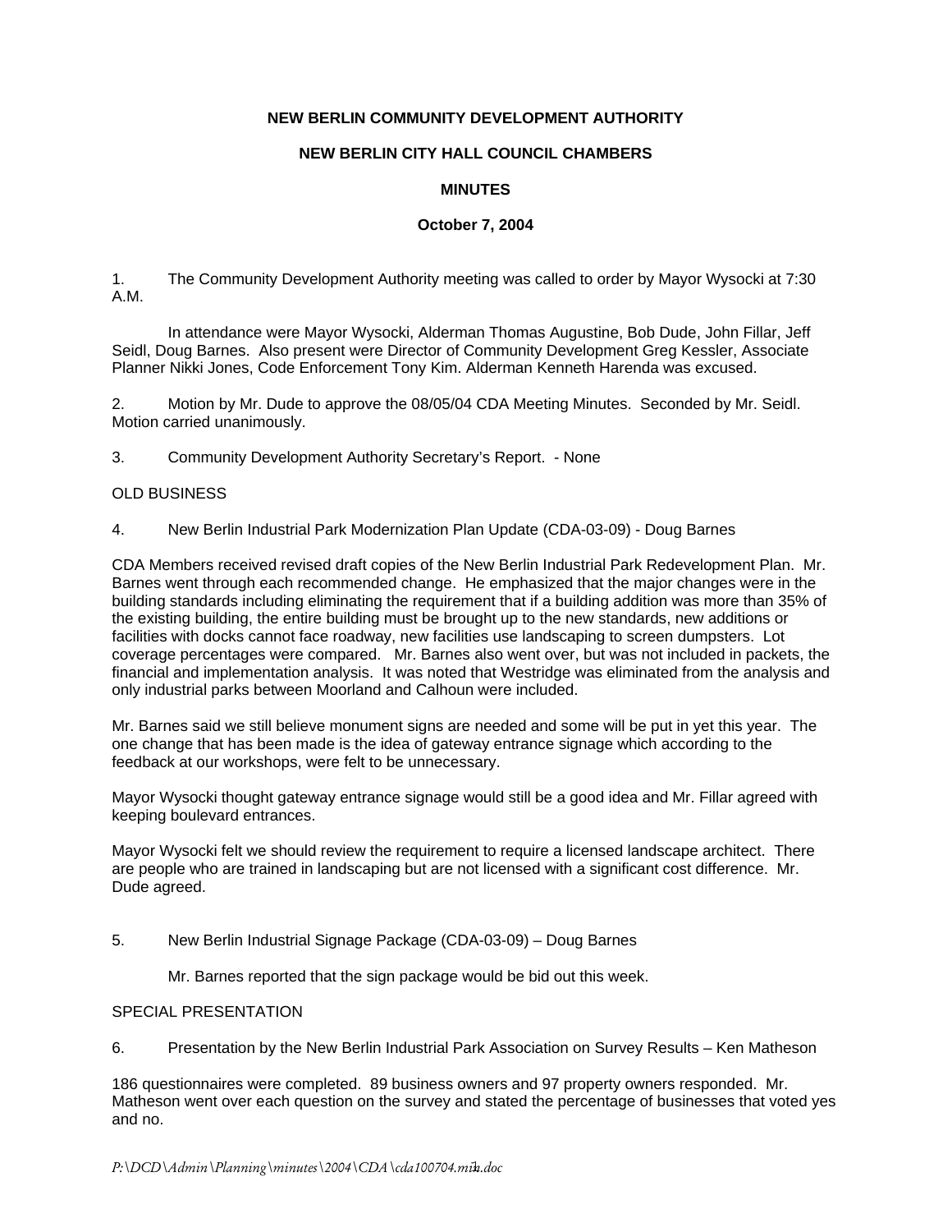**NEW BERLIN COMMUNITY DEVELOPMENT AUTHORITY**

**NEW BERLIN CITY HALL COUNCIL CHAMBERS**

**MINUTES**

**October 7, 2004**

1. The Community Development Authority meeting was called to order by Mayor Wysocki at 7:30 A.M.

In attendance were Mayor Wysocki, Alderman Thomas Augustine, Bob Dude, John Fillar, Jeff Seidl, Doug Barnes. Also present were Director of Community Development Greg Kessler, Associate Planner Nikki Jones, Code Enforcement Tony Kim. Alderman Kenneth Harenda was excused.

2. Motion by Mr. Dude to approve the 08/05/04 CDA Meeting Minutes. Seconded by Mr. Seidl. Motion carried unanimously.

3. Community Development Authority Secretary's Report. - None

OLD BUSINESS

4. New Berlin Industrial Park Modernization Plan Update (CDA-03-09) - Doug Barnes

CDA Members received revised draft copies of the New Berlin Industrial Park Redevelopment Plan. Mr. Barnes went through each recommended change. He emphasized that the major changes were in the building standards including eliminating the requirement that if a building addition was more than 35% of the existing building, the entire building must be brought up to the new standards, new additions or facilities with docks cannot face roadway, new facilities use landscaping to screen dumpsters. Lot coverage percentages were compared. Mr. Barnes also went over, but was not included in packets, the financial and implementation analysis. It was noted that Westridge was eliminated from the analysis and only industrial parks between Moorland and Calhoun were included.

Mr. Barnes said we still believe monument signs are needed and some will be put in yet this year. The one change that has been made is the idea of gateway entrance signage which according to the feedback at our workshops, were felt to be unnecessary.

Mayor Wysocki thought gateway entrance signage would still be a good idea and Mr. Fillar agreed with keeping boulevard entrances.

Mayor Wysocki felt we should review the requirement to require a licensed landscape architect. There are people who are trained in landscaping but are not licensed with a significant cost difference. Mr. Dude agreed.

5. New Berlin Industrial Signage Package (CDA-03-09) – Doug Barnes

Mr. Barnes reported that the sign package would be bid out this week.

SPECIAL PRESENTATION

6. Presentation by the New Berlin Industrial Park Association on Survey Results – Ken Matheson

186 questionnaires were completed. 89 business owners and 97 property owners responded. Mr. Matheson went over each question on the survey and stated the percentage of businesses that voted yes and no.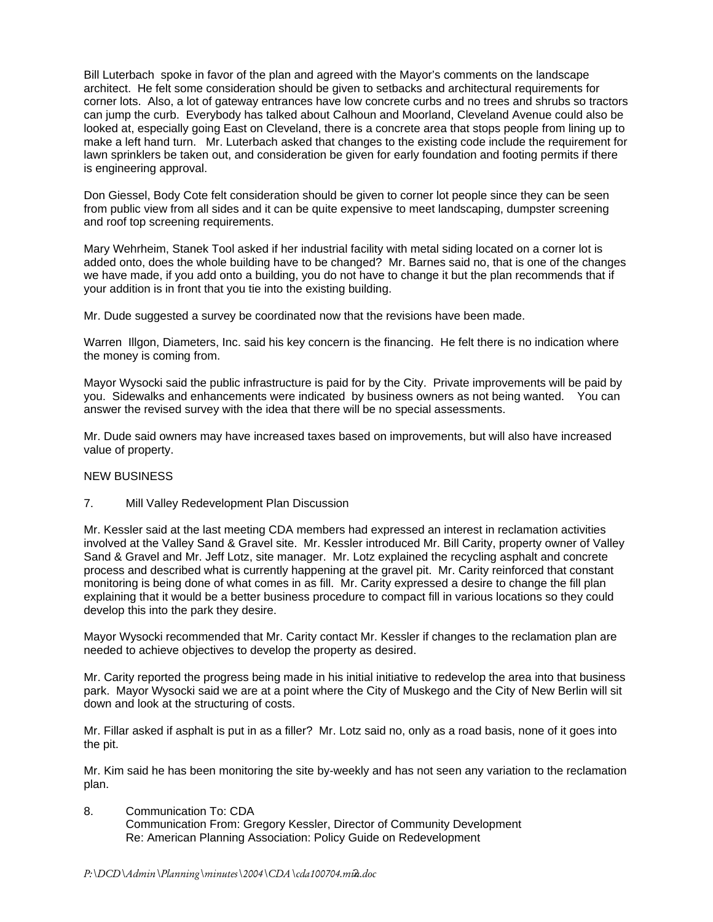Bill Luterbach spoke in favor of the plan and agreed with the Mayor's comments on the landscape architect. He felt some consideration should be given to setbacks and architectural requirements for corner lots. Also, a lot of gateway entrances have low concrete curbs and no trees and shrubs so tractors can jump the curb. Everybody has talked about Calhoun and Moorland, Cleveland Avenue could also be looked at, especially going East on Cleveland, there is a concrete area that stops people from lining up to make a left hand turn. Mr. Luterbach asked that changes to the existing code include the requirement for lawn sprinklers be taken out, and consideration be given for early foundation and footing permits if there is engineering approval.

Don Giessel, Body Cote felt consideration should be given to corner lot people since they can be seen from public view from all sides and it can be quite expensive to meet landscaping, dumpster screening and roof top screening requirements.

Mary Wehrheim, Stanek Tool asked if her industrial facility with metal siding located on a corner lot is added onto, does the whole building have to be changed? Mr. Barnes said no, that is one of the changes we have made, if you add onto a building, you do not have to change it but the plan recommends that if your addition is in front that you tie into the existing building.

Mr. Dude suggested a survey be coordinated now that the revisions have been made.

Warren Illgon, Diameters, Inc. said his key concern is the financing. He felt there is no indication where the money is coming from.

Mayor Wysocki said the public infrastructure is paid for by the City. Private improvements will be paid by you. Sidewalks and enhancements were indicated by business owners as not being wanted. You can answer the revised survey with the idea that there will be no special assessments.

Mr. Dude said owners may have increased taxes based on improvements, but will also have increased value of property.

NEW BUSINESS

7. Mill Valley Redevelopment Plan Discussion

Mr. Kessler said at the last meeting CDA members had expressed an interest in reclamation activities involved at the Valley Sand & Gravel site. Mr. Kessler introduced Mr. Bill Carity, property owner of Valley Sand & Gravel and Mr. Jeff Lotz, site manager. Mr. Lotz explained the recycling asphalt and concrete process and described what is currently happening at the gravel pit. Mr. Carity reinforced that constant monitoring is being done of what comes in as fill. Mr. Carity expressed a desire to change the fill plan explaining that it would be a better business procedure to compact fill in various locations so they could develop this into the park they desire.

Mayor Wysocki recommended that Mr. Carity contact Mr. Kessler if changes to the reclamation plan are needed to achieve objectives to develop the property as desired.

Mr. Carity reported the progress being made in his initial initiative to redevelop the area into that business park. Mayor Wysocki said we are at a point where the City of Muskego and the City of New Berlin will sit down and look at the structuring of costs.

Mr. Fillar asked if asphalt is put in as a filler? Mr. Lotz said no, only as a road basis, none of it goes into the pit.

Mr. Kim said he has been monitoring the site by-weekly and has not seen any variation to the reclamation plan.

8. Communication To: CDA
   Communication From: Gregory Kessler, Director of Community Development
   Re: American Planning Association: Policy Guide on Redevelopment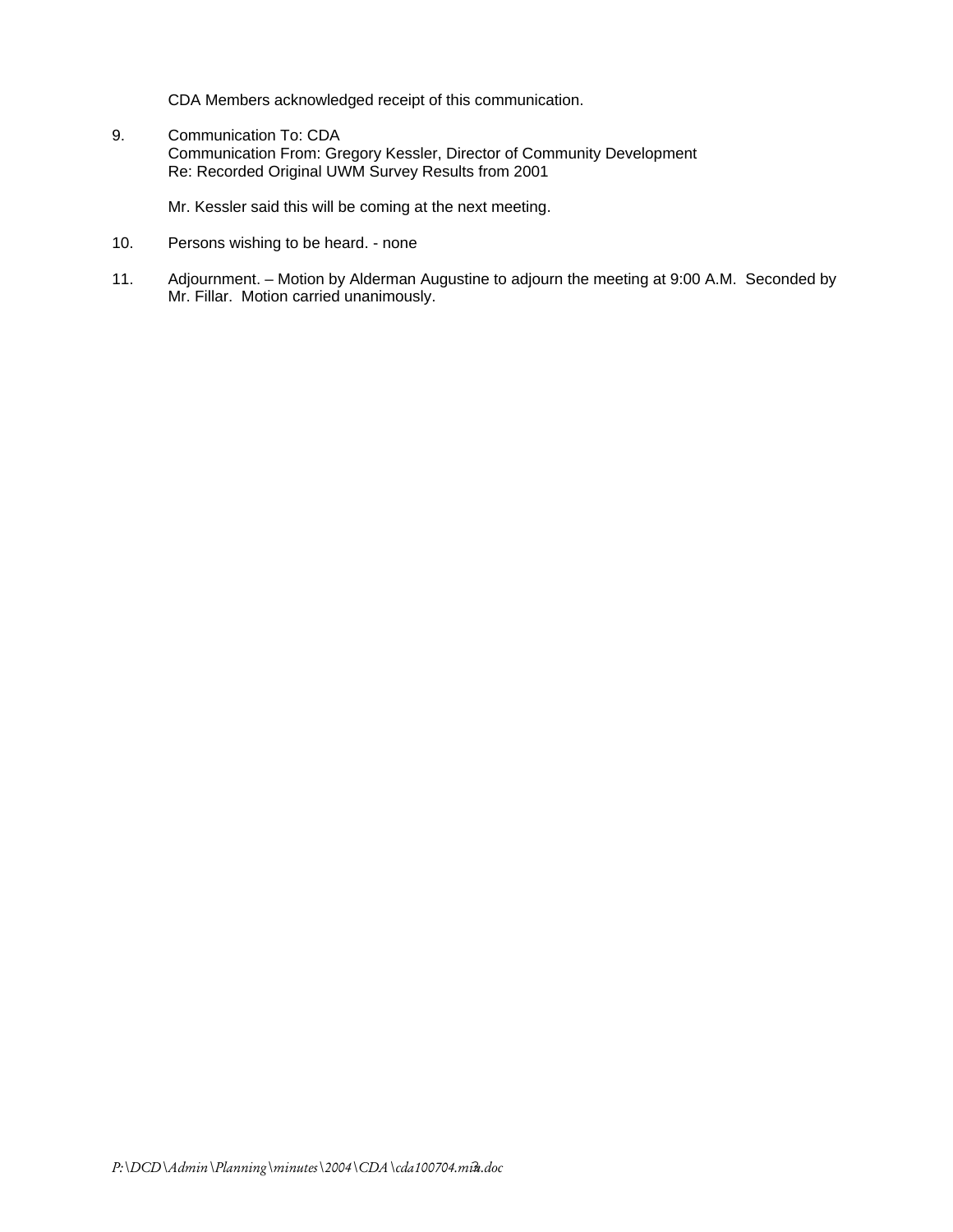CDA Members acknowledged receipt of this communication.

9. Communication To: CDA
   Communication From: Gregory Kessler, Director of Community Development
   Re: Recorded Original UWM Survey Results from 2001

   Mr. Kessler said this will be coming at the next meeting.

10. Persons wishing to be heard. - none

11. Adjournment. – Motion by Alderman Augustine to adjourn the meeting at 9:00 A.M. Seconded by Mr. Fillar. Motion carried unanimously.